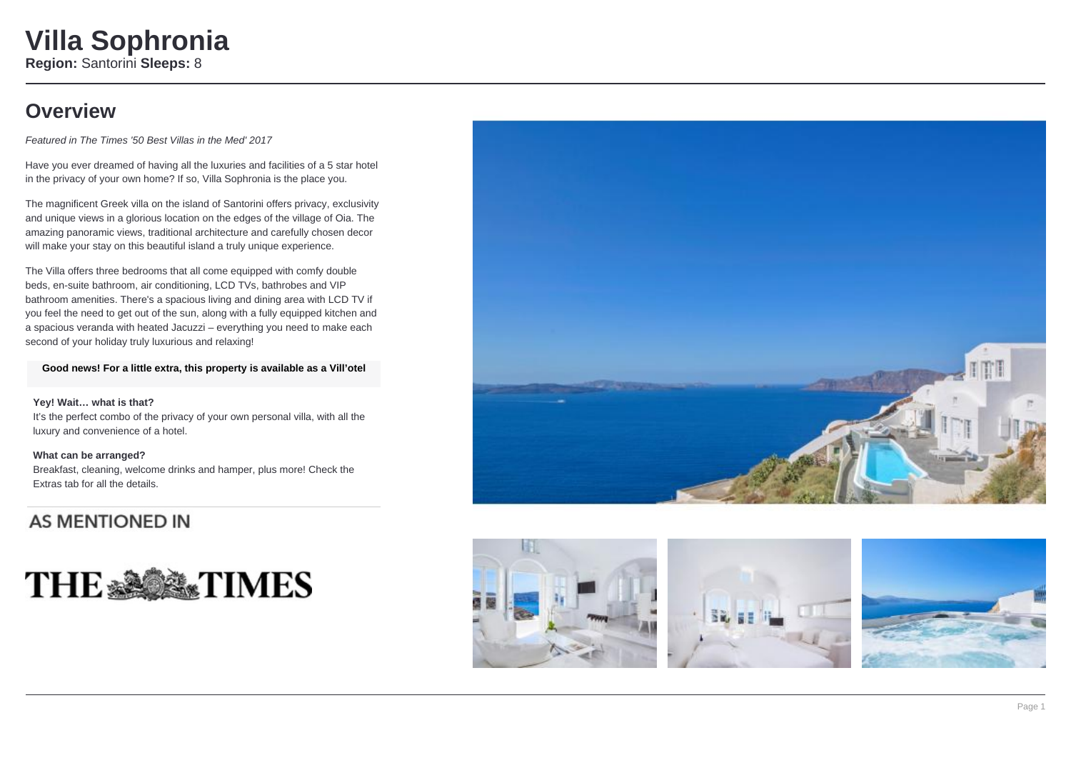# Villa Sophronia

**Region:** Santorini **Sleeps:** 8

## Overview

*Featured in The Times '50 Best Villas in the Med' 2017*

Have you ever dreamed of having all the luxuries and facilities of a 5 star hotel in the privacy of your own home? If so, Villa Sophronia is the place you.

The magnificent Greek villa on the island of Santorini offers privacy, exclusivity and unique views in a glorious location on the edges of the village of Oia. The amazing panoramic views, traditional architecture and carefully chosen decor will make your stay on this beautiful island a truly unique experience.

The Villa offers three bedrooms that all come equipped with comfy double beds, en-suite bathroom, air conditioning, LCD TVs, bathrobes and VIP bathroom amenities. There's a spacious living and dining area with LCD TV if you feel the need to get out of the sun, along with a fully equipped kitchen and a spacious veranda with heated Jacuzzi – everything you need to make each second of your holiday truly luxurious and relaxing!

**Good news! For a little extra, this property is available as a Vill'otel**

**Yey! Wait… what is that?**

It's the perfect combo of the privacy of your own personal villa, with all the luxury and convenience of a hotel.

**What can be arranged?**

Breakfast, cleaning, welcome drinks and hamper, plus more! Check the Extras tab for all the details.

AS MENTIONED IN

THE TIMES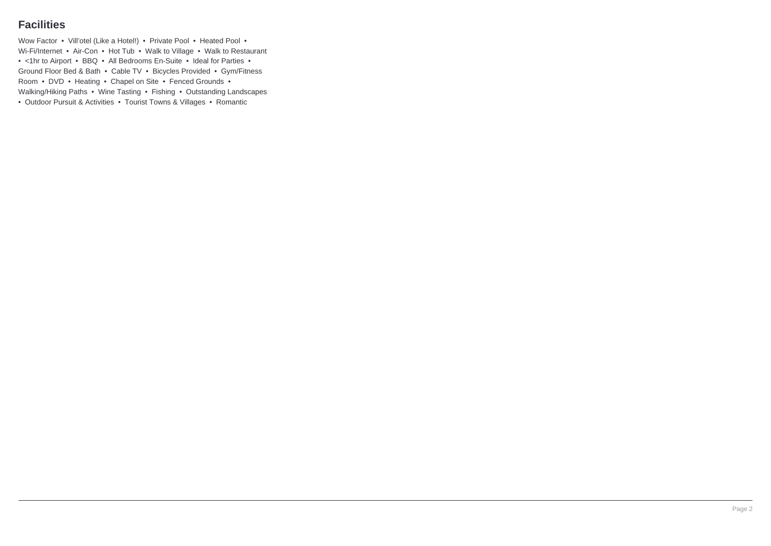## Facilities

Wow Factor • Vill'otel (Like a Hotel!) • Private Pool • Heated Pool • Wi-Fi/Internet • Air-Con • Hot Tub • Walk to Village • Walk to Restaurant • <1hr to Airport • BBQ • All Bedrooms En-Suite • Ideal for Parties • Ground Floor Bed & Bath • Cable TV • Bicycles Provided • Gym/Fitness Room • DVD • Heating • Chapel on Site • Fenced Grounds • Walking/Hiking Paths • Wine Tasting • Fishing • Outstanding Landscapes • Outdoor Pursuit & Activities • Tourist Towns & Villages • Romantic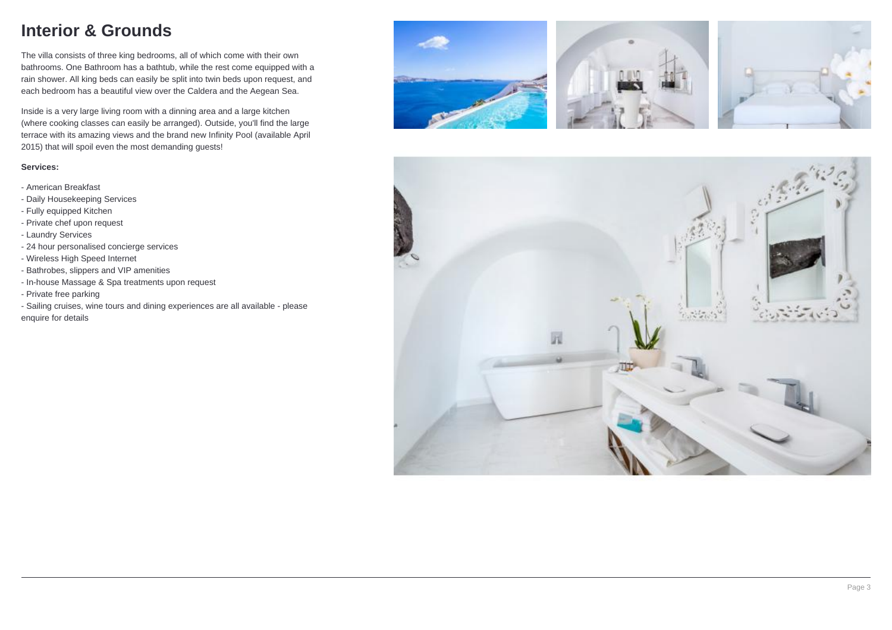# Interior & Grounds

The villa consists of three king bedrooms, all of which come with their own bathrooms. One Bathroom has a bathtub, while the rest come equipped with a rain shower. All king beds can easily be split into twin beds upon request, and each bedroom has a beautiful view over the Caldera and the Aegean Sea.

Inside is a very large living room with a dinning area and a large kitchen (where cooking classes can easily be arranged). Outside, you'll find the large terrace with its amazing views and the brand new Infinity Pool (available April 2015) that will spoil even the most demanding guests!

**Services:**

- American Breakfast
- Daily Housekeeping Services
- Fully equipped Kitchen
- Private chef upon request
- Laundry Services
- 24 hour personalised concierge services
- Wireless High Speed Internet
- Bathrobes, slippers and VIP amenities
- In-house Massage & Spa treatments upon request
- Private free parking
- Sailing cruises, wine tours and dining experiences are all available - please enquire for details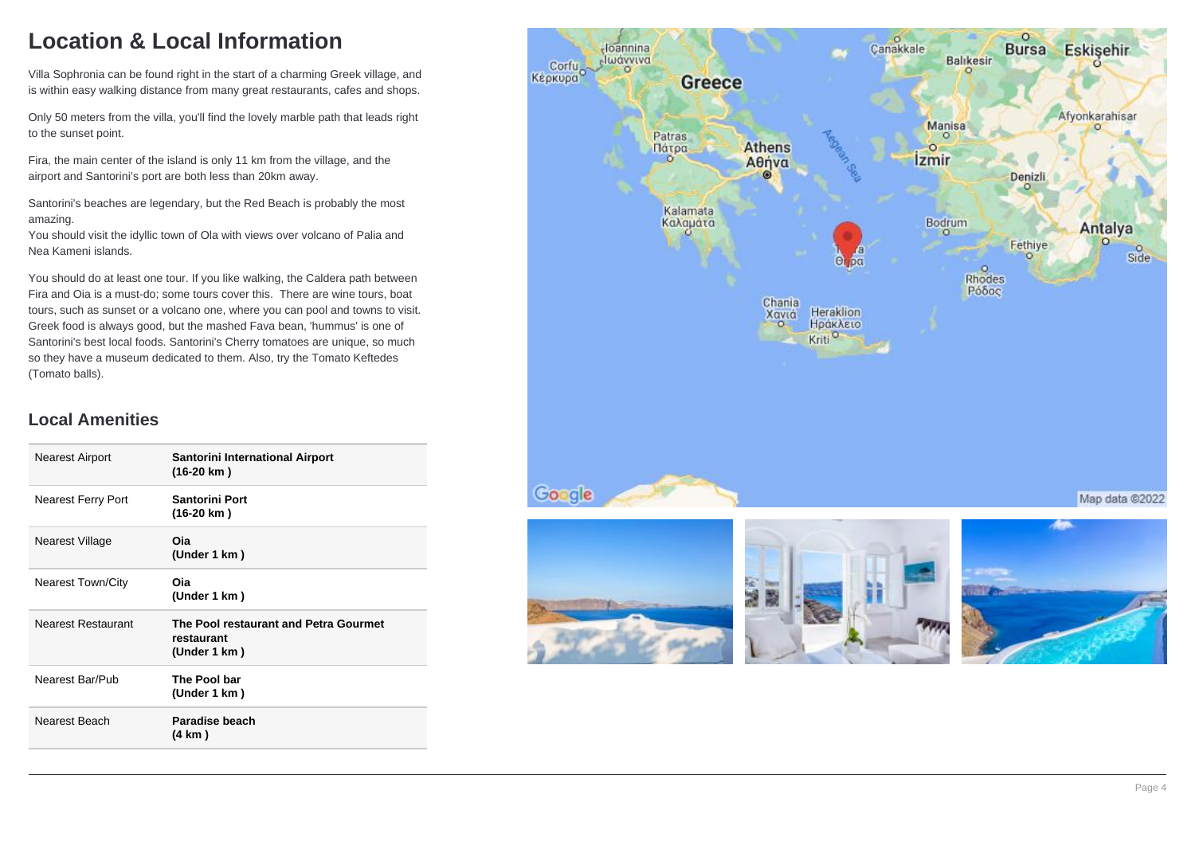# Location & Local Information

Villa Sophronia can be found right in the start of a charming Greek village, and is within easy walking distance from many great restaurants, cafes and shops.

Only 50 meters from the villa, you'll find the lovely marble path that leads right to the sunset point.

Fira, the main center of the island is only 11 km from the village, and the airport and Santorini's port are both less than 20km away.

Santorini's beaches are legendary, but the Red Beach is probably the most amazing.
You should visit the idyllic town of Ola with views over volcano of Palia and Nea Kameni islands.

You should do at least one tour. If you like walking, the Caldera path between Fira and Oia is a must-do; some tours cover this. There are wine tours, boat tours, such as sunset or a volcano one, where you can pool and towns to visit. Greek food is always good, but the mashed Fava bean, 'hummus' is one of Santorini's best local foods. Santorini's Cherry tomatoes are unique, so much so they have a museum dedicated to them. Also, try the Tomato Keftedes (Tomato balls).

## Local Amenities

| | |
|---|---|
| Nearest Airport | **Santorini International Airport (16-20 km )** |
| Nearest Ferry Port | **Santorini Port (16-20 km )** |
| Nearest Village | **Oia (Under 1 km )** |
| Nearest Town/City | **Oia (Under 1 km )** |
| Nearest Restaurant | **The Pool restaurant and Petra Gourmet restaurant (Under 1 km )** |
| Nearest Bar/Pub | **The Pool bar (Under 1 km )** |
| Nearest Beach | **Paradise beach (4 km )** |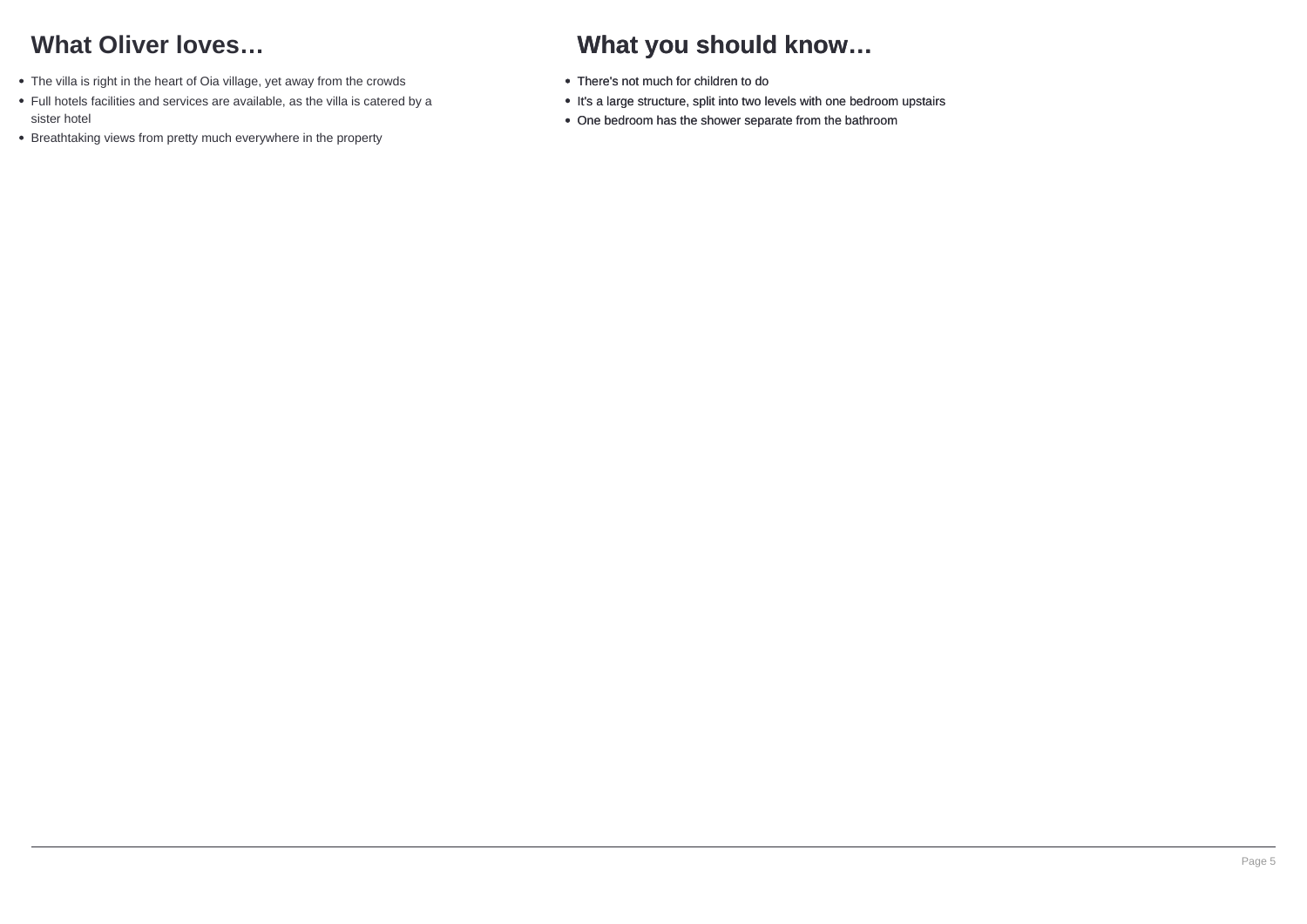## What Oliver loves…

- The villa is right in the heart of Oia village, yet away from the crowds
- Full hotels facilities and services are available, as the villa is catered by a sister hotel
- Breathtaking views from pretty much everywhere in the property

## What you should know…

- There's not much for children to do
- It's a large structure, split into two levels with one bedroom upstairs
- One bedroom has the shower separate from the bathroom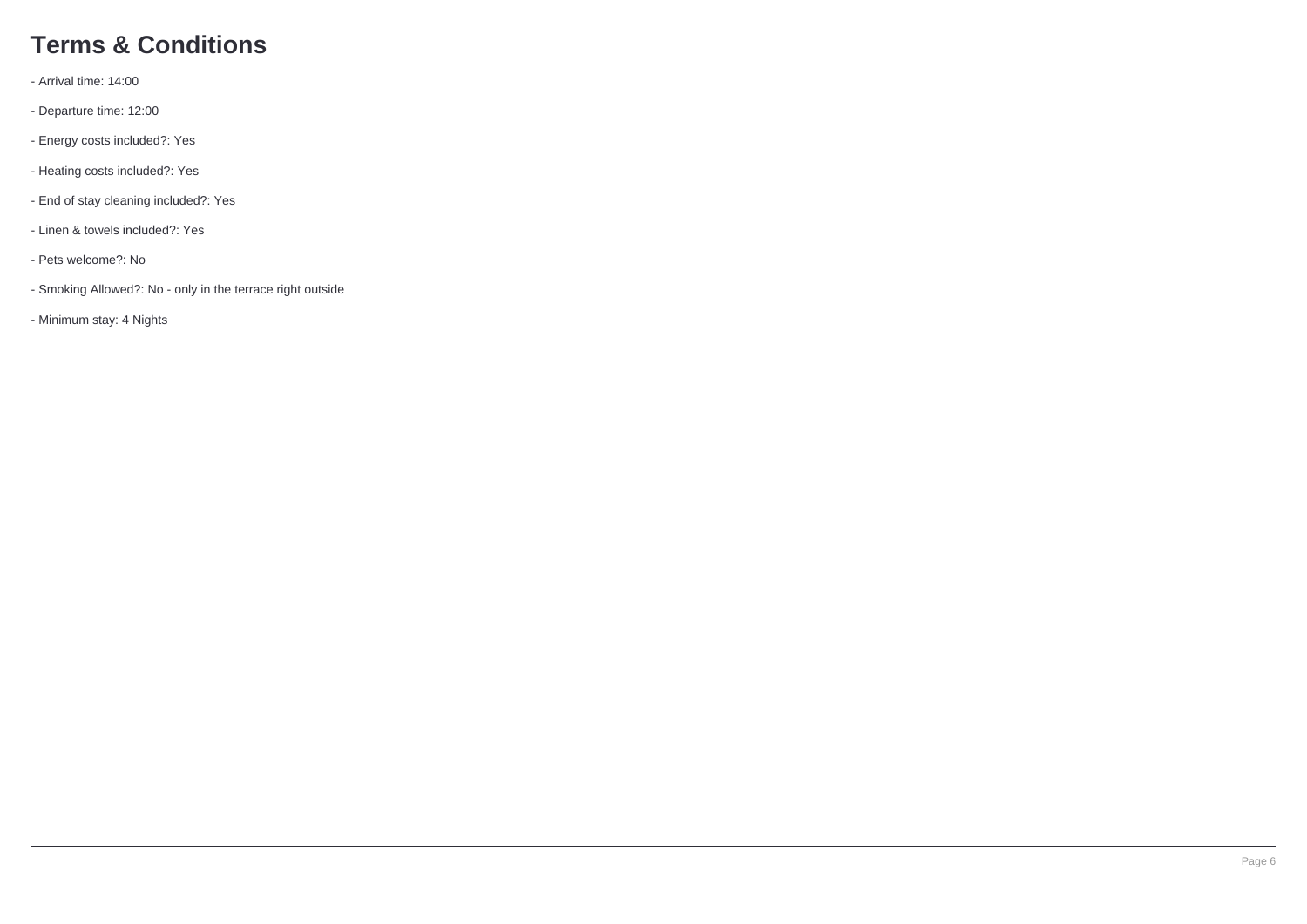# Terms & Conditions

- Arrival time: 14:00
- Departure time: 12:00
- Energy costs included?: Yes
- Heating costs included?: Yes
- End of stay cleaning included?: Yes
- Linen & towels included?: Yes
- Pets welcome?: No
- Smoking Allowed?: No - only in the terrace right outside
- Minimum stay: 4 Nights